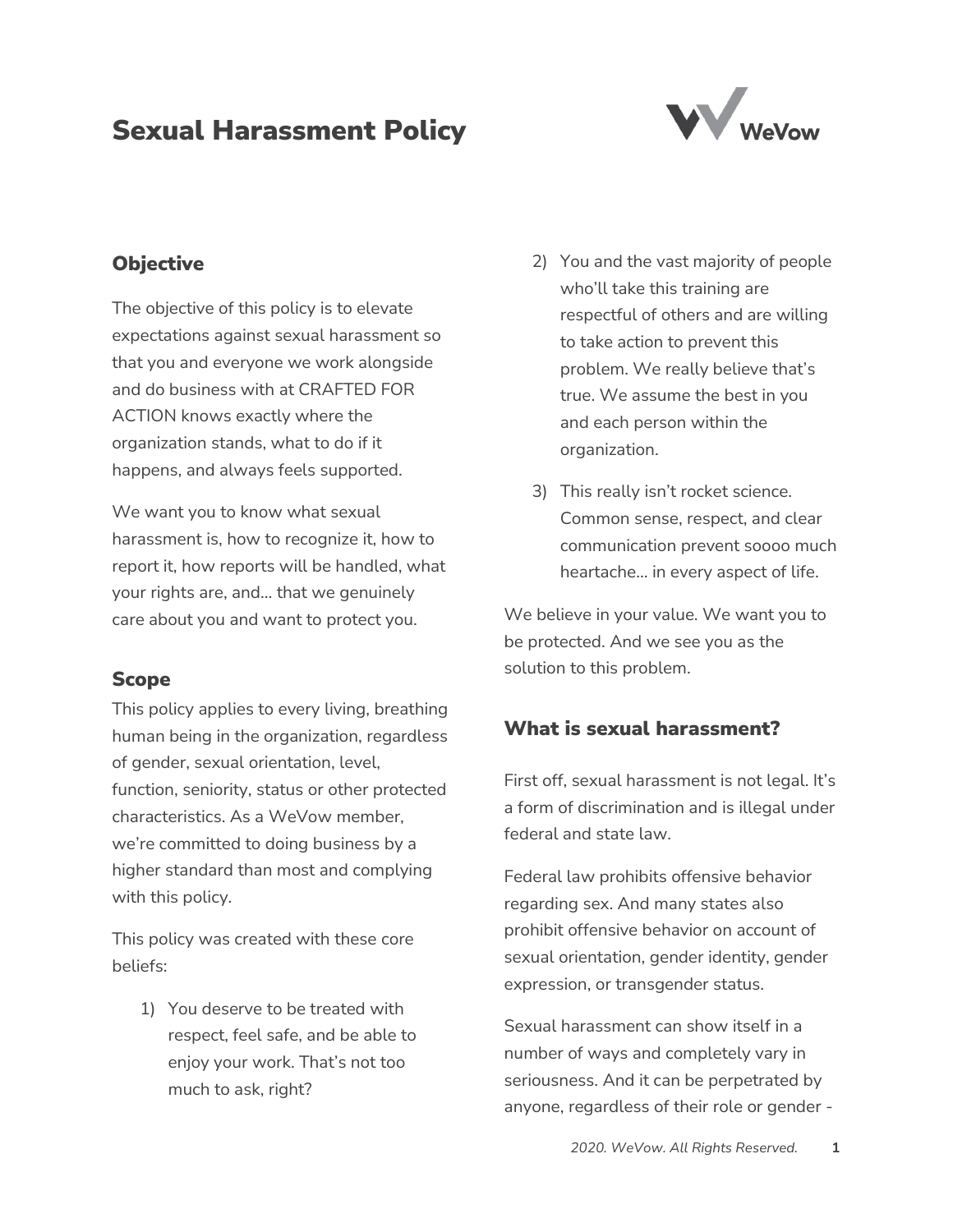# Sexual Harassment Policy

WeVow

## Objective

The objective of this policy is to elevate expectations against sexual harassment so that you and everyone we work alongside and do business with at CRAFTED FOR ACTION knows exactly where the organization stands, what to do if it happens, and always feels supported.

We want you to know what sexual harassment is, how to recognize it, how to report it, how reports will be handled, what your rights are, and... that we genuinely care about you and want to protect you.

## Scope

This policy applies to every living, breathing human being in the organization, regardless of gender, sexual orientation, level, function, seniority, status or other protected characteristics. As a WeVow member, we're committed to doing business by a higher standard than most and complying with this policy.

This policy was created with these core beliefs:

1) You deserve to be treated with respect, feel safe, and be able to enjoy your work. That's not too much to ask, right?
2) You and the vast majority of people who'll take this training are respectful of others and are willing to take action to prevent this problem. We really believe that's true. We assume the best in you and each person within the organization.
3) This really isn't rocket science. Common sense, respect, and clear communication prevent soooo much heartache... in every aspect of life.

We believe in your value. We want you to be protected. And we see you as the solution to this problem.

## What is sexual harassment?

First off, sexual harassment is not legal. It's a form of discrimination and is illegal under federal and state law.

Federal law prohibits offensive behavior regarding sex. And many states also prohibit offensive behavior on account of sexual orientation, gender identity, gender expression, or transgender status.

Sexual harassment can show itself in a number of ways and completely vary in seriousness. And it can be perpetrated by anyone, regardless of their role or gender -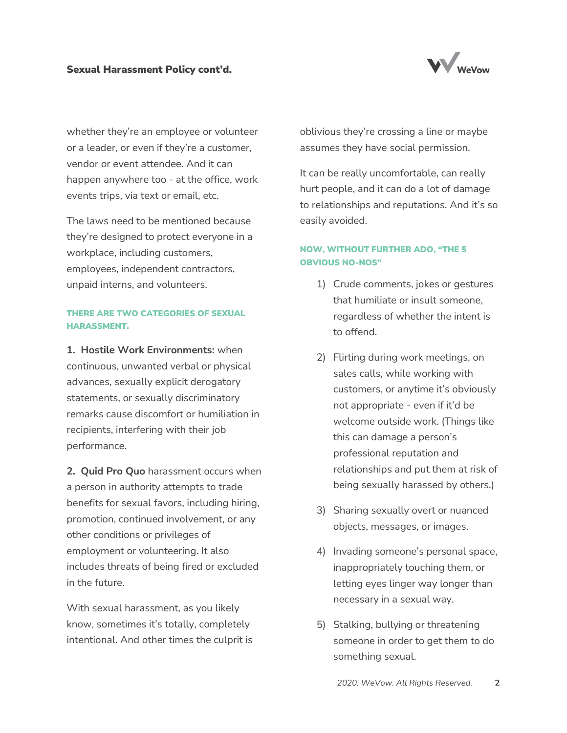whether they're an employee or volunteer or a leader, or even if they're a customer, vendor or event attendee. And it can happen anywhere too - at the office, work events trips, via text or email, etc.

The laws need to be mentioned because they're designed to protect everyone in a workplace, including customers, employees, independent contractors, unpaid interns, and volunteers.

### THERE ARE TWO CATEGORIES OF SEXUAL HARASSMENT.

**1. Hostile Work Environments:** when continuous, unwanted verbal or physical advances, sexually explicit derogatory statements, or sexually discriminatory remarks cause discomfort or humiliation in recipients, interfering with their job performance.

**2. Quid Pro Quo** harassment occurs when a person in authority attempts to trade benefits for sexual favors, including hiring, promotion, continued involvement, or any other conditions or privileges of employment or volunteering. It also includes threats of being fired or excluded in the future.

With sexual harassment, as you likely know, sometimes it's totally, completely intentional. And other times the culprit is oblivious they're crossing a line or maybe assumes they have social permission.

It can be really uncomfortable, can really hurt people, and it can do a lot of damage to relationships and reputations. And it's so easily avoided.

### NOW, WITHOUT FURTHER ADO, "THE 5 OBVIOUS NO-NOS"

1) Crude comments, jokes or gestures that humiliate or insult someone, regardless of whether the intent is to offend.

2) Flirting during work meetings, on sales calls, while working with customers, or anytime it's obviously not appropriate - even if it'd be welcome outside work. (Things like this can damage a person's professional reputation and relationships and put them at risk of being sexually harassed by others.)

3) Sharing sexually overt or nuanced objects, messages, or images.

4) Invading someone's personal space, inappropriately touching them, or letting eyes linger way longer than necessary in a sexual way.

5) Stalking, bullying or threatening someone in order to get them to do something sexual.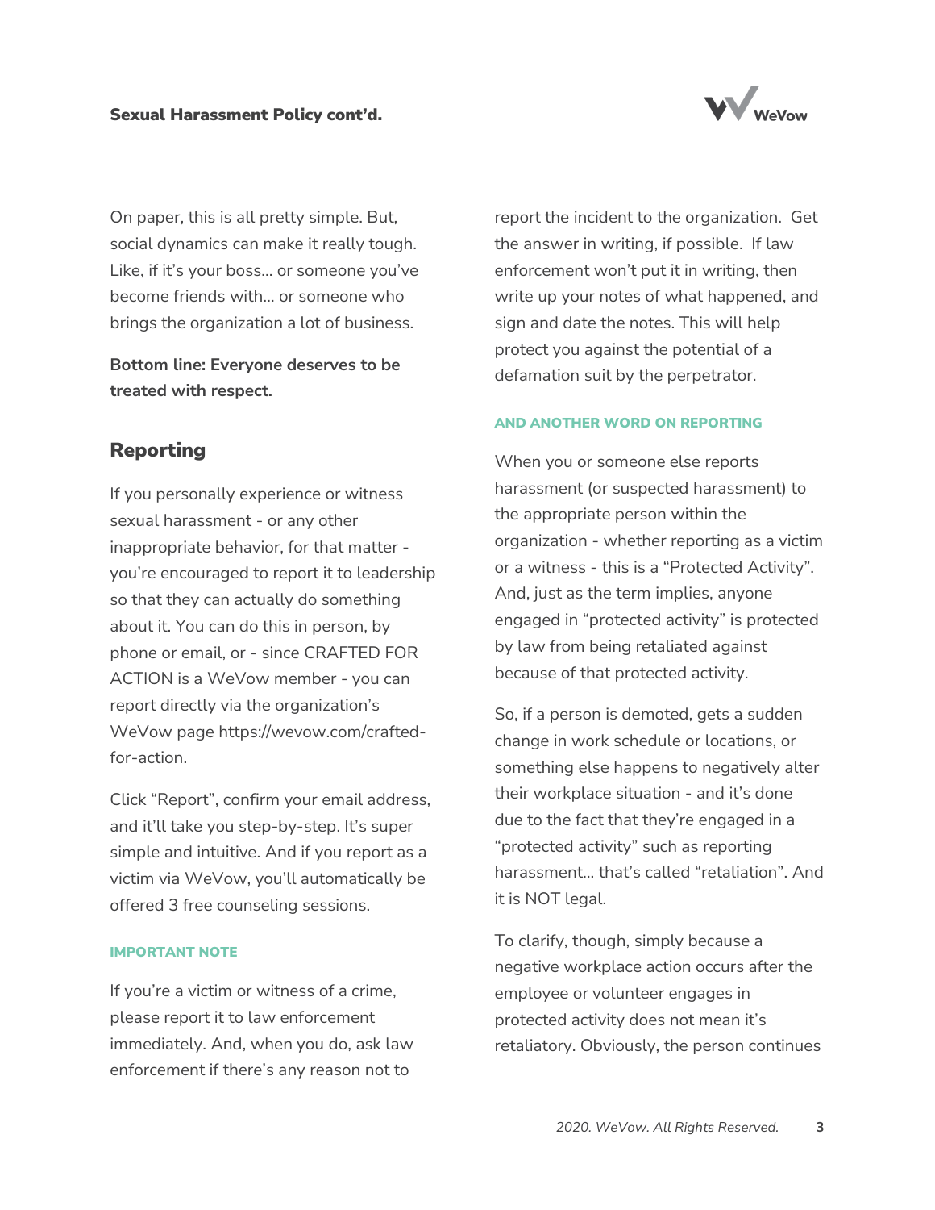On paper, this is all pretty simple. But, social dynamics can make it really tough. Like, if it's your boss... or someone you've become friends with... or someone who brings the organization a lot of business.

**Bottom line: Everyone deserves to be treated with respect.**

## Reporting

If you personally experience or witness sexual harassment - or any other inappropriate behavior, for that matter - you're encouraged to report it to leadership so that they can actually do something about it. You can do this in person, by phone or email, or - since CRAFTED FOR ACTION is a WeVow member - you can report directly via the organization's WeVow page https://wevow.com/crafted-for-action.

Click "Report", confirm your email address, and it'll take you step-by-step. It's super simple and intuitive. And if you report as a victim via WeVow, you'll automatically be offered 3 free counseling sessions.

#### IMPORTANT NOTE

If you're a victim or witness of a crime, please report it to law enforcement immediately. And, when you do, ask law enforcement if there's any reason not to report the incident to the organization. Get the answer in writing, if possible. If law enforcement won't put it in writing, then write up your notes of what happened, and sign and date the notes. This will help protect you against the potential of a defamation suit by the perpetrator.

#### AND ANOTHER WORD ON REPORTING

When you or someone else reports harassment (or suspected harassment) to the appropriate person within the organization - whether reporting as a victim or a witness - this is a "Protected Activity". And, just as the term implies, anyone engaged in "protected activity" is protected by law from being retaliated against because of that protected activity.

So, if a person is demoted, gets a sudden change in work schedule or locations, or something else happens to negatively alter their workplace situation - and it's done due to the fact that they're engaged in a "protected activity" such as reporting harassment... that's called "retaliation". And it is NOT legal.

To clarify, though, simply because a negative workplace action occurs after the employee or volunteer engages in protected activity does not mean it's retaliatory. Obviously, the person continues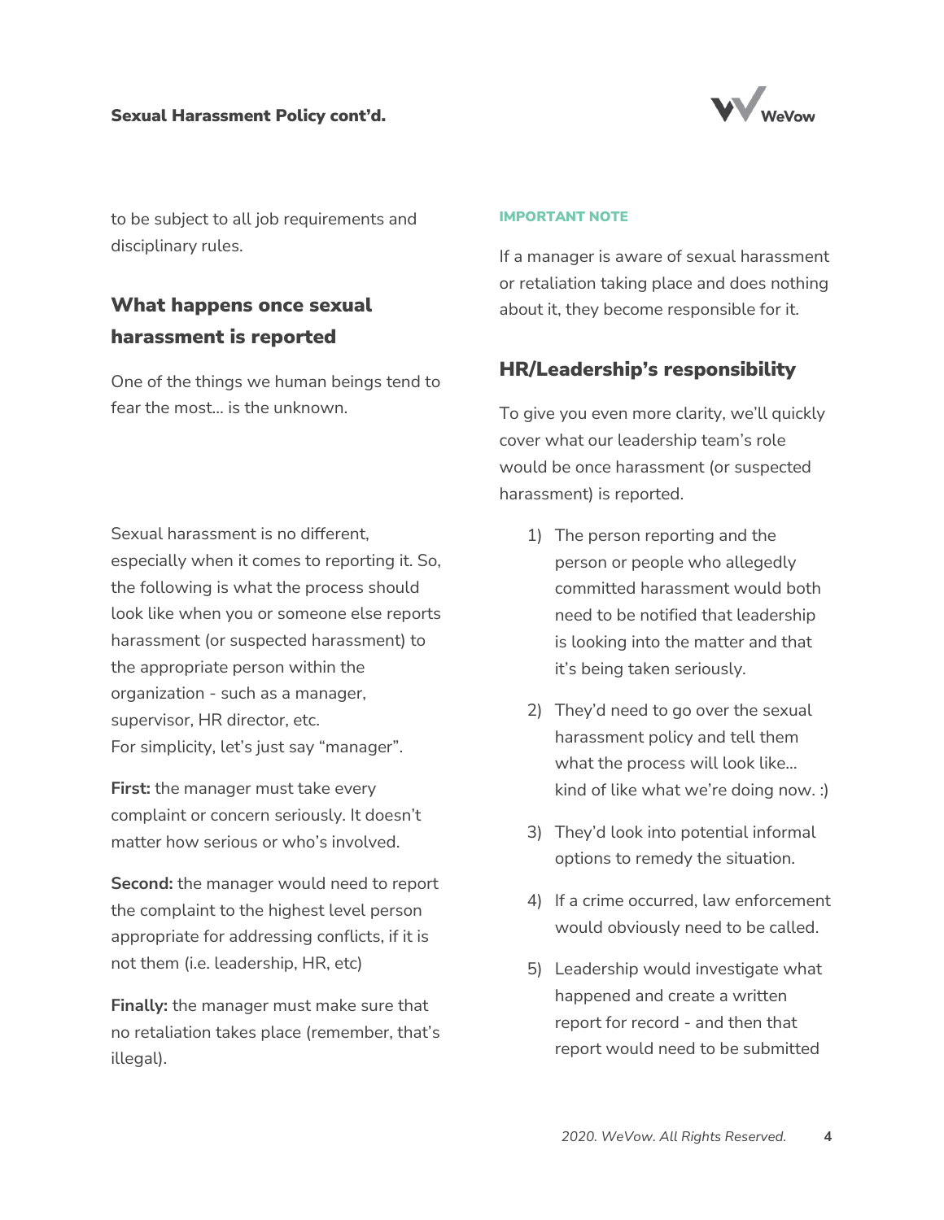to be subject to all job requirements and disciplinary rules.

## What happens once sexual harassment is reported

One of the things we human beings tend to fear the most… is the unknown.

Sexual harassment is no different, especially when it comes to reporting it. So, the following is what the process should look like when you or someone else reports harassment (or suspected harassment) to the appropriate person within the organization - such as a manager, supervisor, HR director, etc.
For simplicity, let's just say "manager".

**First:** the manager must take every complaint or concern seriously. It doesn't matter how serious or who's involved.

**Second:** the manager would need to report the complaint to the highest level person appropriate for addressing conflicts, if it is not them (i.e. leadership, HR, etc)

**Finally:** the manager must make sure that no retaliation takes place (remember, that's illegal).

**IMPORTANT NOTE**

If a manager is aware of sexual harassment or retaliation taking place and does nothing about it, they become responsible for it.

## HR/Leadership's responsibility

To give you even more clarity, we'll quickly cover what our leadership team's role would be once harassment (or suspected harassment) is reported.

1) The person reporting and the person or people who allegedly committed harassment would both need to be notified that leadership is looking into the matter and that it's being taken seriously.

2) They'd need to go over the sexual harassment policy and tell them what the process will look like… kind of like what we're doing now. :)

3) They'd look into potential informal options to remedy the situation.

4) If a crime occurred, law enforcement would obviously need to be called.

5) Leadership would investigate what happened and create a written report for record - and then that report would need to be submitted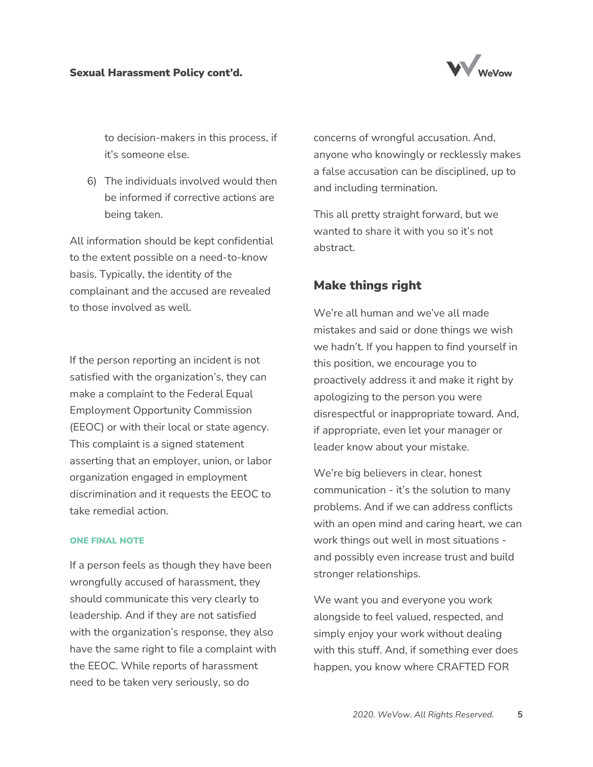to decision-makers in this process, if it's someone else.

6) The individuals involved would then be informed if corrective actions are being taken.

All information should be kept confidential to the extent possible on a need-to-know basis. Typically, the identity of the complainant and the accused are revealed to those involved as well.

If the person reporting an incident is not satisfied with the organization's, they can make a complaint to the Federal Equal Employment Opportunity Commission (EEOC) or with their local or state agency. This complaint is a signed statement asserting that an employer, union, or labor organization engaged in employment discrimination and it requests the EEOC to take remedial action.

#### ONE FINAL NOTE

If a person feels as though they have been wrongfully accused of harassment, they should communicate this very clearly to leadership. And if they are not satisfied with the organization's response, they also have the same right to file a complaint with the EEOC. While reports of harassment need to be taken very seriously, so do concerns of wrongful accusation. And, anyone who knowingly or recklessly makes a false accusation can be disciplined, up to and including termination.

This all pretty straight forward, but we wanted to share it with you so it's not abstract.

## Make things right

We're all human and we've all made mistakes and said or done things we wish we hadn't. If you happen to find yourself in this position, we encourage you to proactively address it and make it right by apologizing to the person you were disrespectful or inappropriate toward. And, if appropriate, even let your manager or leader know about your mistake.

We're big believers in clear, honest communication - it's the solution to many problems. And if we can address conflicts with an open mind and caring heart, we can work things out well in most situations - and possibly even increase trust and build stronger relationships.

We want you and everyone you work alongside to feel valued, respected, and simply enjoy your work without dealing with this stuff. And, if something ever does happen, you know where CRAFTED FOR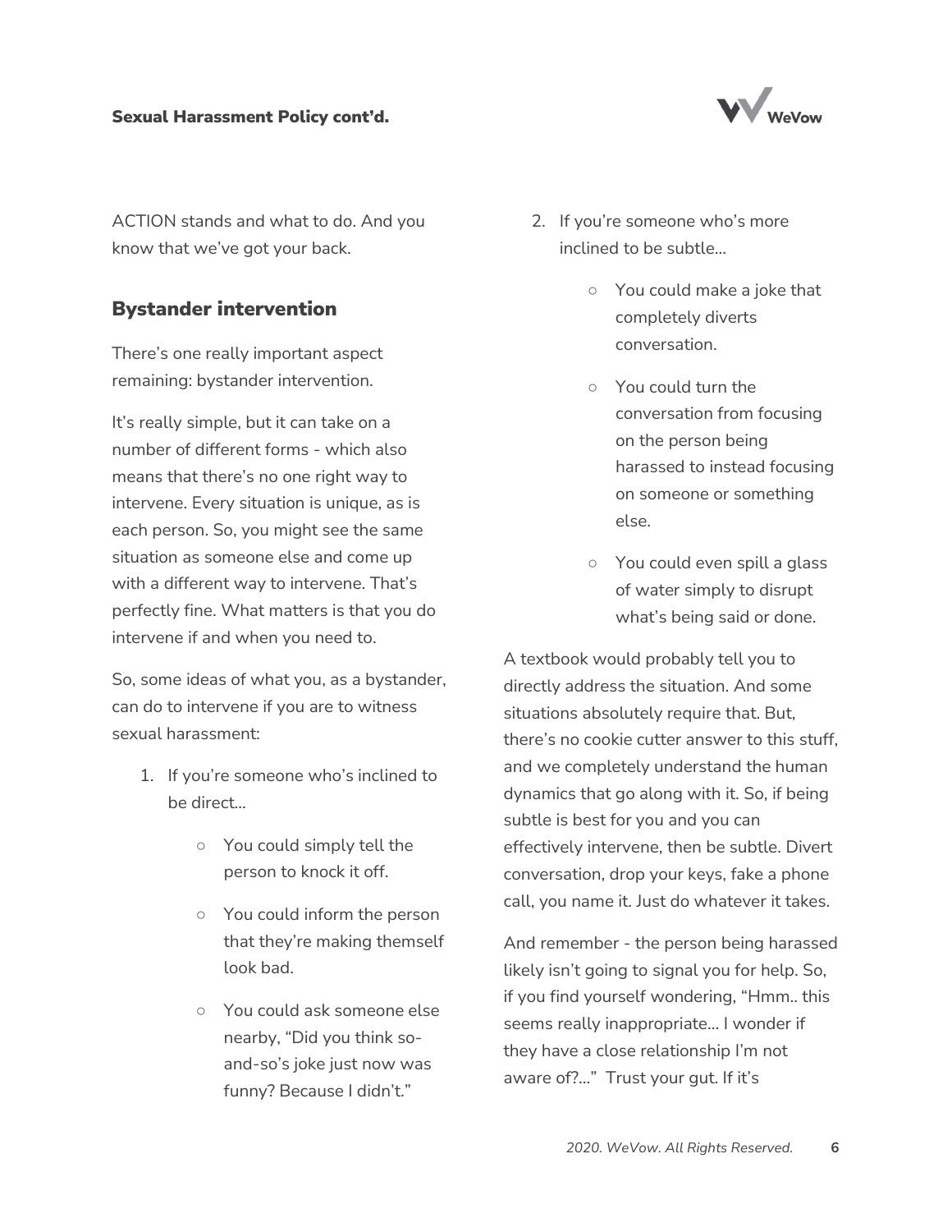ACTION stands and what to do. And you know that we've got your back.

## Bystander intervention

There's one really important aspect remaining: bystander intervention.

It's really simple, but it can take on a number of different forms - which also means that there's no one right way to intervene. Every situation is unique, as is each person. So, you might see the same situation as someone else and come up with a different way to intervene. That's perfectly fine. What matters is that you do intervene if and when you need to.

So, some ideas of what you, as a bystander, can do to intervene if you are to witness sexual harassment:

1. If you're someone who's inclined to be direct...
   - You could simply tell the person to knock it off.
   - You could inform the person that they're making themself look bad.
   - You could ask someone else nearby, "Did you think so-and-so's joke just now was funny? Because I didn't."
2. If you're someone who's more inclined to be subtle...
   - You could make a joke that completely diverts conversation.
   - You could turn the conversation from focusing on the person being harassed to instead focusing on someone or something else.
   - You could even spill a glass of water simply to disrupt what's being said or done.

A textbook would probably tell you to directly address the situation. And some situations absolutely require that. But, there's no cookie cutter answer to this stuff, and we completely understand the human dynamics that go along with it. So, if being subtle is best for you and you can effectively intervene, then be subtle. Divert conversation, drop your keys, fake a phone call, you name it. Just do whatever it takes.

And remember - the person being harassed likely isn't going to signal you for help. So, if you find yourself wondering, "Hmm.. this seems really inappropriate... I wonder if they have a close relationship I'm not aware of?..." Trust your gut. If it's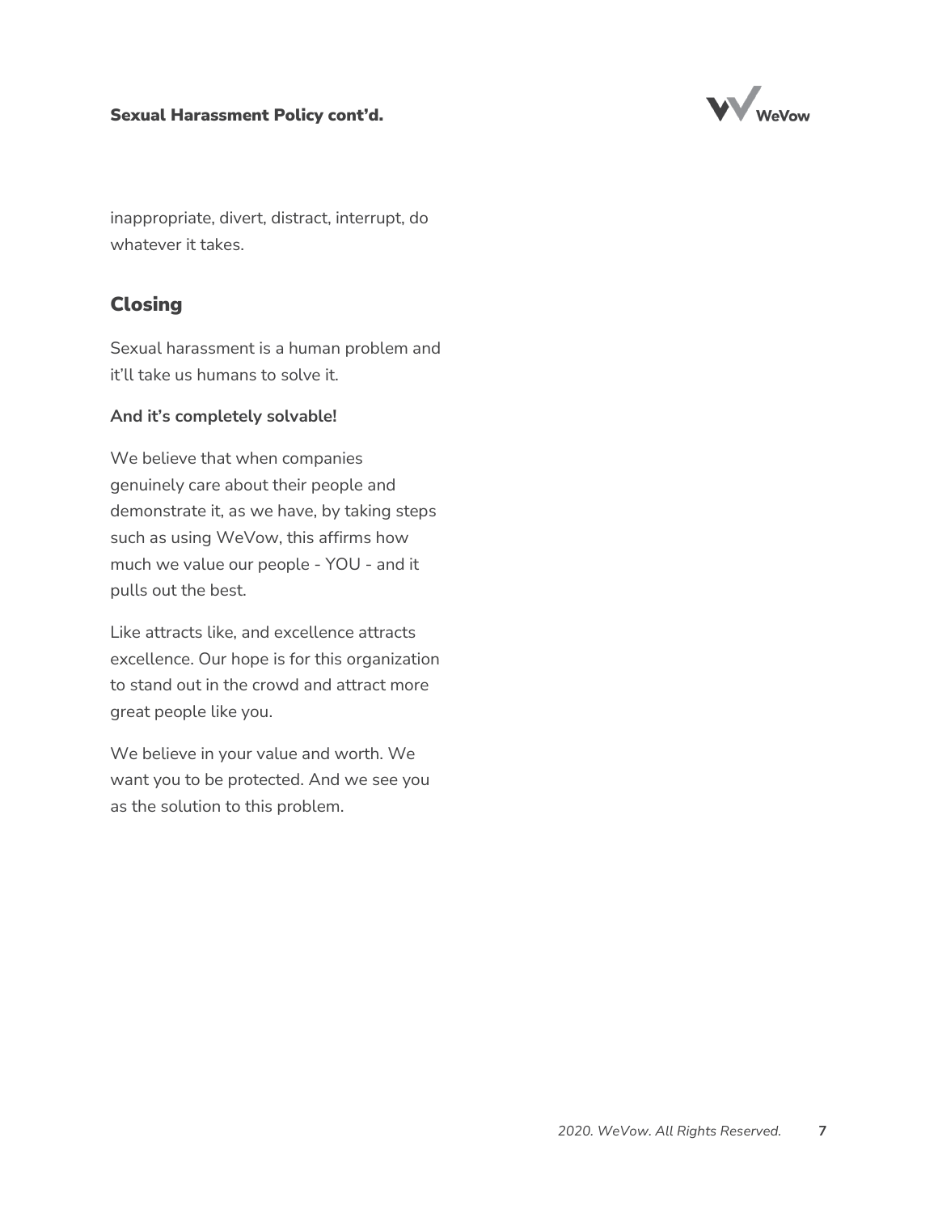inappropriate, divert, distract, interrupt, do whatever it takes.

## Closing

Sexual harassment is a human problem and it'll take us humans to solve it.

**And it's completely solvable!**

We believe that when companies genuinely care about their people and demonstrate it, as we have, by taking steps such as using WeVow, this affirms how much we value our people - YOU - and it pulls out the best.

Like attracts like, and excellence attracts excellence. Our hope is for this organization to stand out in the crowd and attract more great people like you.

We believe in your value and worth. We want you to be protected. And we see you as the solution to this problem.